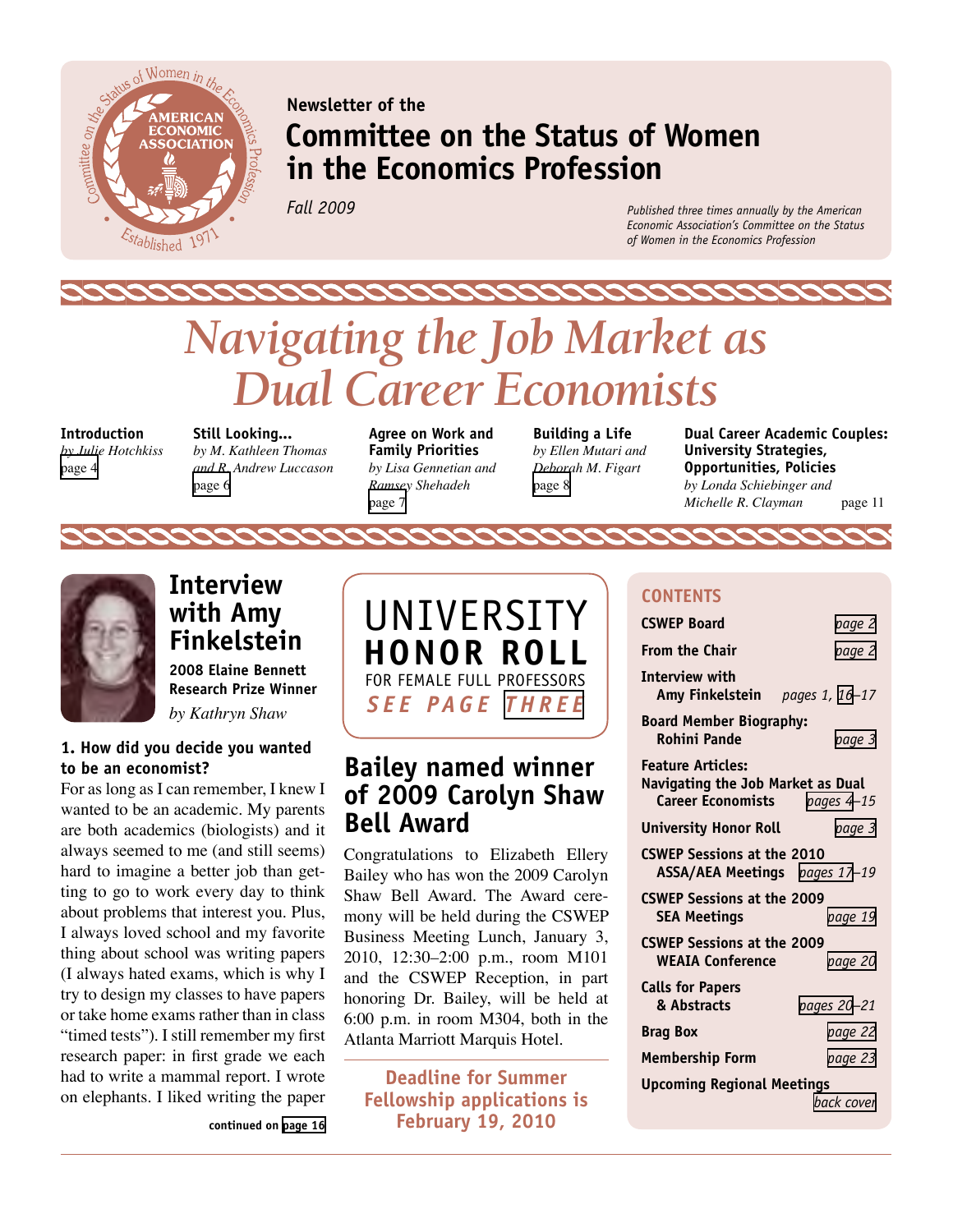Newsletter of the

# Committee on the Status of Women in the Economics Profession

*Fall 2009*

*Published three times annually by the American Economic Association's Committee on the Status of Women in the Economics Profession*

# *Navigating the Job Market as Dual Career Economists*

**Introduction**
*by Julie Hotchkiss*
page 4

**Still Looking...**
*by M. Kathleen Thomas and R. Andrew Luccason*
page 6

**Agree on Work and Family Priorities**
*by Lisa Gennetian and Ramsey Shehadeh*
page 7

**Building a Life**
*by Ellen Mutari and Deborah M. Figart*
page 8

**Dual Career Academic Couples: University Strategies, Opportunities, Policies**
*by Londa Schiebinger and Michelle R. Clayman*
page 11

## Interview with Amy Finkelstein

**2008 Elaine Bennett Research Prize Winner**

*by Kathryn Shaw*

**1. How did you decide you wanted to be an economist?**

For as long as I can remember, I knew I wanted to be an academic. My parents are both academics (biologists) and it always seemed to me (and still seems) hard to imagine a better job than getting to go to work every day to think about problems that interest you. Plus, I always loved school and my favorite thing about school was writing papers (I always hated exams, which is why I try to design my classes to have papers or take home exams rather than in class "timed tests"). I still remember my first research paper: in first grade we each had to write a mammal report. I wrote on elephants. I liked writing the paper

**continued on page 16**

UNIVERSITY **HONOR ROLL**
FOR FEMALE FULL PROFESSORS
***SEE PAGE THREE***

## Bailey named winner of 2009 Carolyn Shaw Bell Award

Congratulations to Elizabeth Ellery Bailey who has won the 2009 Carolyn Shaw Bell Award. The Award ceremony will be held during the CSWEP Business Meeting Lunch, January 3, 2010, 12:30–2:00 p.m., room M101 and the CSWEP Reception, in part honoring Dr. Bailey, will be held at 6:00 p.m. in room M304, both in the Atlanta Marriott Marquis Hotel.

**Deadline for Summer Fellowship applications is February 19, 2010**

## CONTENTS

| | |
|---|---|
| **CSWEP Board** | *page 2* |
| **From the Chair** | *page 2* |
| **Interview with Amy Finkelstein** | *pages 1, 16–17* |
| **Board Member Biography: Rohini Pande** | *page 3* |
| **Feature Articles: Navigating the Job Market as Dual Career Economists** | *pages 4–15* |
| **University Honor Roll** | *page 3* |
| **CSWEP Sessions at the 2010 ASSA/AEA Meetings** | *pages 17–19* |
| **CSWEP Sessions at the 2009 SEA Meetings** | *page 19* |
| **CSWEP Sessions at the 2009 WEAIA Conference** | *page 20* |
| **Calls for Papers & Abstracts** | *pages 20–21* |
| **Brag Box** | *page 22* |
| **Membership Form** | *page 23* |
| **Upcoming Regional Meetings** | *back cover* |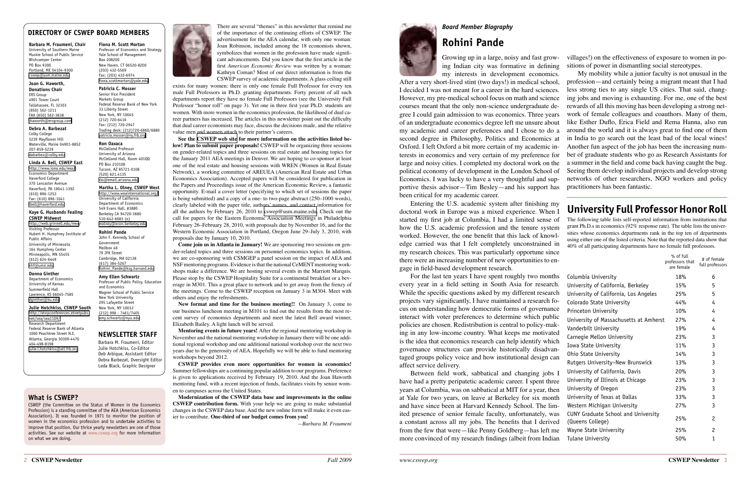## DIRECTORY OF CSWEP BOARD MEMBERS

**Barbara M. Fraumeni, Chair**
University of Southern Maine
Muskie School of Public Service
Wishcamper Center
PO Box 9300
Portland, ME 04104-9300
cswep@usm.maine.edu

**Joan G. Haworth, Donations Chair**
ERS Group
4901 Tower Court
Tallahassee, FL 32303
(850) 562-1211
FAX (850) 562-3838
jhaworth@ersgroup.com

**Debra A. Barbezat**
Colby College
5239 Mayflower Hill
Waterville, Maine 04901-8852
207-859-5239
dabarbez@colby.edu

**Linda A. Bell, CSWEP East**
http://www.iona.edu/eea/
Economics Department
Haverford College
370 Lancaster Avenue
Haverford, PA 19041-1392
(610) 896-1253
Fax: (610) 896-1041
lbell@haverford.edu

**Kaye G. Husbands Fealing CSWEP Midwest**
http://web.grinnell.edu/mea/
Visiting Professor
Hubert H. Humphrey Institute of Public Affairs
University of Minnesota
164 Humphrey Center
Minneapolis, MN 55455
(612) 624-6449
khf@umn.edu

**Donna Ginther**
Department of Economics
University of Kansas
Summerfield Hall
Lawrence, KS 66045-7585
dginther@ku.edu

**Julie Hotchkiss, CSWEP South**
http://etnpconferences.etnetpubs.net/sea/sea1109/
Research Department
Federal Reserve Bank of Atlanta
1000 Peachtree Street N.E.
Atlanta, Georgia 30309-4470
404-498-8198
julie.l.hotchkiss@atl.frb.org

**Fiona M. Scott Morton**
Professor of Economics and Strategy
Yale School of Management
Box 208200
New Haven, CT 06520-8200
(203) 432-5569
Fax: (203) 432-6974
fiona.scottmorton@yale.edu

**Patricia C. Mosser**
Senior Vice President
Markets Group
Federal Reserve Bank of New York
33 Liberty Street
New York, NY 10045
(212) 720-6416
Fax: (212) 720-2947
Trading desk: (212)720-6860/6880
patricia.mosser@ny.frb.org

**Ron Oaxaca**
McClelland Professor
University of Arizona
McClelland Hall, Room 401QQ
PO Box 210108
Tucson, AZ 85721-0108
(520) 621.4135
rlo@email.arizona.edu

**Martha L. Olney, CSWEP West**
http://www.weainternational.org/
University of California
Department of Economics
549 Evans Hall, #3880
Berkeley CA 94720-3880
510-642-6083 (o)
molney@econ.berkeley.edu

**Rohini Pande**
John F. Kennedy School of Government
Mailbox 46
79 JFK Street
Cambridge, MA 02138
(617) 384-5267
Rohini_Pande@ksg.harvard.edu

**Amy Ellen Schwartz**
Professor of Public Policy, Education and Economics
Wagner School of Public Service
New York University
295 Lafayette Street
New York, NY 10012
(212) 998 - 7461/7405
amy.schwartz@nyu.edu

## NEWSLETTER STAFF

Barbara M. Fraumeni, Editor
Julie Hotchkiss, Co-Editor
Deb Arbique, Assistant Editor
Debra Barbezat, Oversight Editor
Leda Black, Graphic Designer

## What is CSWEP?

CSWEP (the Committee on the Status of Women in the Economics Profession) is a standing committee of the AEA (American Economics Association). It was founded in 1971 to monitor the position of women in the economics profession and to undertake activities to improve that position. Our thrice yearly newsletters are one of those activities. See our website at www.cswep.org for more information on what we are doing.

There are several "themes" in this newsletter that remind me of the importance of the continuing efforts of CSWEP. The advertisement for the AEA calendar, with only one woman: Joan Robinson, included among the 18 economists shown, symbolizes that women in the profession have made significant advancements. Did you know that the first article in the first *American Economic Review* was written by a woman: Kathryn Coman? Most of our direct information is from the CSWEP survey of academic departments. A glass ceiling still exists for many women: there is only one female Full Professor for every ten male Full Professors in Ph.D. granting departments. Forty percent of all such departments report they have no female Full Professors (see the University Full Professor "honor roll" on page 3). Yet one in three first year Ph.D. students are women. With more women in the economics profession, the likelihood of dual career partners has increased. The articles in this newsletter point out the difficulty that dual career economists may face, discuss the decisions made, and the relative value men and women attach to their partner's careers.

**See the CSWEP web site for more information on the activities listed below! Plan to submit paper proposals!** CSWEP will be organizing three sessions on gender-related topics and three sessions on real estate and housing topics for the January 2011 AEA meetings in Denver. We are hoping to co-sponsor at least one of the real estate and housing sessions with WREN (Women in Real Estate Network), a working committee of AREUEA (American Real Estate and Urban Economics Association). Accepted papers will be considered for publication in the Papers and Proceedings issue of the American Economic Review, a fantastic opportunity. E-mail a cover letter (specifying to which set of sessions the paper is being submitted) and a copy of a one- to two-page abstract (250–1000 words), clearly labeled with the paper title, authors' names, and contact information for all the authors by February 26, 2010 to cswep@usm.maine.edu. Check out the call for papers for the Eastern Economic Association Meetings in Philadelphia February 26–February 28, 2010, with proposals due by November 16, and for the Western Economic Association in Portland, Oregon June 29–July 3, 2010, with proposals due by January 10, 2010.

**Come join us in Atlanta in January!** We are sponsoring two sessions on gender-related topics and one session on personnel economics topics. In addition, we are co-sponsoring with CSMGEP a panel session on the impact of AEA and NSF mentoring programs. Evidence is that the national CeMENT mentoring workshops make a difference. We are hosting several events in the Marriott Marquis. Please stop by the CSWEP Hospitality Suite for a continental breakfast or a beverage in M301. This is a great place to network and to get away from the frenzy of the meetings. Come to the CSWEP reception on January 3 in M304. Meet with others and enjoy the refreshments.

**New format and time for the business meeting!!** On January 3, come to our business luncheon meeting in M101 to find out the results from the most recent survey of economics departments and meet the latest Bell award winner, Elizabeth Bailey. A light lunch will be served.

**Mentoring events in future years!** After the regional mentoring workshop in November and the national mentoring workshop in January there will be one additional regional workshop and one additional national workshop over the next two years due to the generosity of AEA. Hopefully we will be able to fund mentoring workshops beyond 2012.

**CSWEP provides even more opportunities for women in economics!** Summer fellowships are a continuing popular addition to our programs. Preference is given to applications received by February 19, 2010. And the Joan Haworth mentoring fund, with a recent injection of funds, facilitates visits by senior women to campuses across the United States.

**Modernization of the CSWEP data base and improvements in the online CSWEP contribution form.** With your help we are going to make substantial changes in the CSWEP data base. And the new online form will make it even easier to contribute. **One-third of our budget comes from you!**

*—Barbara M. Fraumeni*

*Board Member Biography*

# Rohini Pande

Growing up in a large, noisy and fast growing Indian city was formative in defining my interests in development economics. After a very short-lived stint (two days!) in medical school, I decided I was not meant for a career in the hard sciences. However, my pre-medical school focus on math and science courses meant that the only non-science undergraduate degree I could gain admission to was economics. Three years of an undergraduate economics degree left me unsure about my academic and career preferences and I chose to do a second degree in Philosophy, Politics and Economics at Oxford. I left Oxford a bit more certain of my academic interests in economics and very certain of my preference for large and noisy cities. I completed my doctoral work on the political economy of development in the London School of Economics. I was lucky to have a very thoughtful and supportive thesis advisor—Tim Besley—and his support has been critical for my academic career.

Entering the U.S. academic system after finishing my doctoral work in Europe was a mixed experience. When I started my first job at Columbia, I had a limited sense of how the U.S. academic profession and the tenure system worked. However, the one benefit that this lack of knowledge carried was that I felt completely unconstrained in my research choices. This was particularly opportune since there were an increasing number of new opportunities to engage in field-based development research.

For the last ten years I have spent roughly two months every year in a field setting in South Asia for research. While the specific questions asked by my different research projects vary significantly, I have maintained a research focus on understanding how democratic forms of governance interact with voter preferences to determine which public policies are chosen. Redistribution is central to policy-making in any low-income country. What keeps me motivated is the idea that economics research can help identify which governance structures can provide historically disadvantaged groups policy voice and how institutional design can affect service delivery.

Between field work, sabbatical and changing jobs I have had a pretty peripatetic academic career. I spent three years at Columbia, was on sabbatical at MIT for a year, then at Yale for two years, on leave at Berkeley for six month and have since been at Harvard Kennedy School. The limited presence of senior female faculty, unfortunately, was a constant across all my jobs. The benefits that I derived from the few that were—like Penny Goldberg—has left me more convinced of my research findings (albeit from Indian villages!) on the effectiveness of exposure to women in positions of power in dismantling social stereotypes.

My mobility while a junior faculty is not unusual in the profession—and certainly being a migrant meant that I had less strong ties to any single US cities. That said, changing jobs and moving is exhausting. For me, one of the best rewards of all this moving has been developing a strong network of female colleagues and coauthors. Many of them, like Esther Duflo, Erica Field and Rema Hanna, also run around the world and it is always great to find one of them in India to go search out the least bad of the local wines! Another fun aspect of the job has been the increasing number of graduate students who go as Research Assistants for a summer in the field and come back having caught the bug. Seeing them develop individual projects and develop strong networks of other researchers, NGO workers and policy practitioners has been fantastic.

# University Full Professor Honor Roll

The following table lists self-reported information from institutions that grant Ph.D.s in economics (92% response rate). The table lists the universities whose economics departments rank in the top ten of departments using either one of the listed criteria. Note that the reported data show that 40% of all participating departments have no female full professors.

| | % of full professors that are female | # of female full professors |
|---|---|---|
| Columbia University | 18% | 6 |
| University of California, Berkeley | 15% | 5 |
| University of California, Los Angeles | 25% | 5 |
| Colorado State University | 44% | 4 |
| Princeton University | 10% | 4 |
| University of Massachusetts at Amherst | 27% | 4 |
| Vanderbilt University | 19% | 4 |
| Carnegie Mellon University | 23% | 3 |
| Iowa State University | 11% | 3 |
| Ohio State University | 14% | 3 |
| Rutgers University–New Brunswick | 13% | 3 |
| University of California, Davis | 20% | 3 |
| University of Illinois at Chicago | 23% | 3 |
| University of Oregon | 23% | 3 |
| University of Texas at Dallas | 33% | 3 |
| Western Michigan University | 27% | 3 |
| CUNY Graduate School and University (Queens College) | 25% | 2 |
| Wayne State University | 25% | 2 |
| Tulane University | 50% | 1 |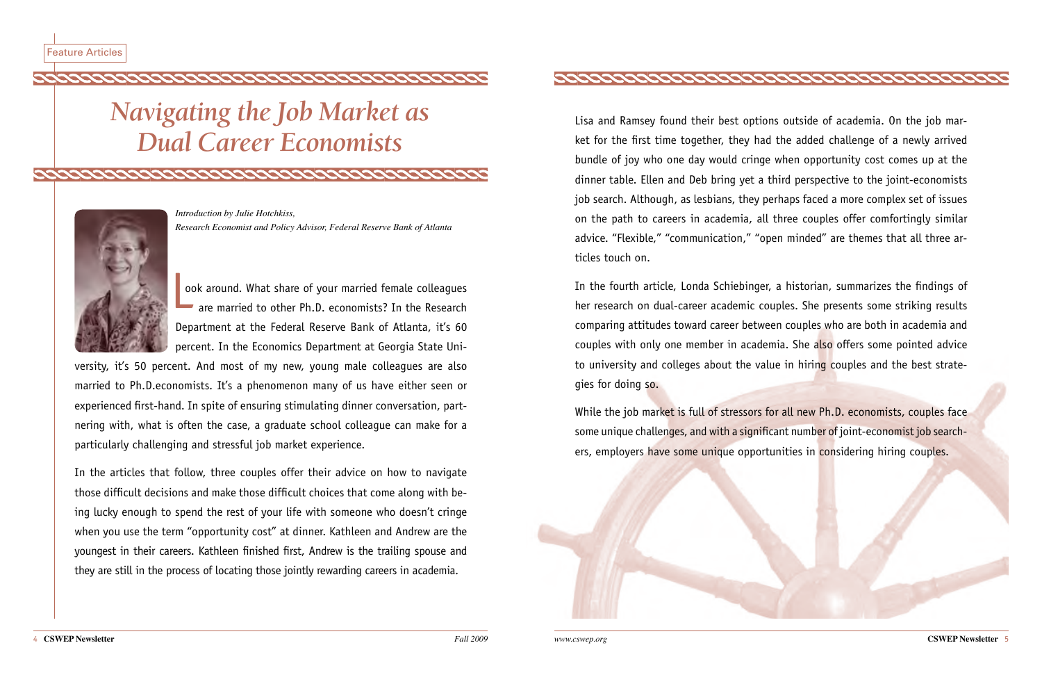# Navigating the Job Market as Dual Career Economists

*Introduction by Julie Hotchkiss,*
*Research Economist and Policy Advisor, Federal Reserve Bank of Atlanta*

Look around. What share of your married female colleagues are married to other Ph.D. economists? In the Research Department at the Federal Reserve Bank of Atlanta, it's 60 percent. In the Economics Department at Georgia State University, it's 50 percent. And most of my new, young male colleagues are also married to Ph.D.economists. It's a phenomenon many of us have either seen or experienced first-hand. In spite of ensuring stimulating dinner conversation, partnering with, what is often the case, a graduate school colleague can make for a particularly challenging and stressful job market experience.

In the articles that follow, three couples offer their advice on how to navigate those difficult decisions and make those difficult choices that come along with being lucky enough to spend the rest of your life with someone who doesn't cringe when you use the term "opportunity cost" at dinner. Kathleen and Andrew are the youngest in their careers. Kathleen finished first, Andrew is the trailing spouse and they are still in the process of locating those jointly rewarding careers in academia.

Lisa and Ramsey found their best options outside of academia. On the job market for the first time together, they had the added challenge of a newly arrived bundle of joy who one day would cringe when opportunity cost comes up at the dinner table. Ellen and Deb bring yet a third perspective to the joint-economists job search. Although, as lesbians, they perhaps faced a more complex set of issues on the path to careers in academia, all three couples offer comfortingly similar advice. "Flexible," "communication," "open minded" are themes that all three articles touch on.

In the fourth article, Londa Schiebinger, a historian, summarizes the findings of her research on dual-career academic couples. She presents some striking results comparing attitudes toward career between couples who are both in academia and couples with only one member in academia. She also offers some pointed advice to university and colleges about the value in hiring couples and the best strategies for doing so.

While the job market is full of stressors for all new Ph.D. economists, couples face some unique challenges, and with a significant number of joint-economist job searchers, employers have some unique opportunities in considering hiring couples.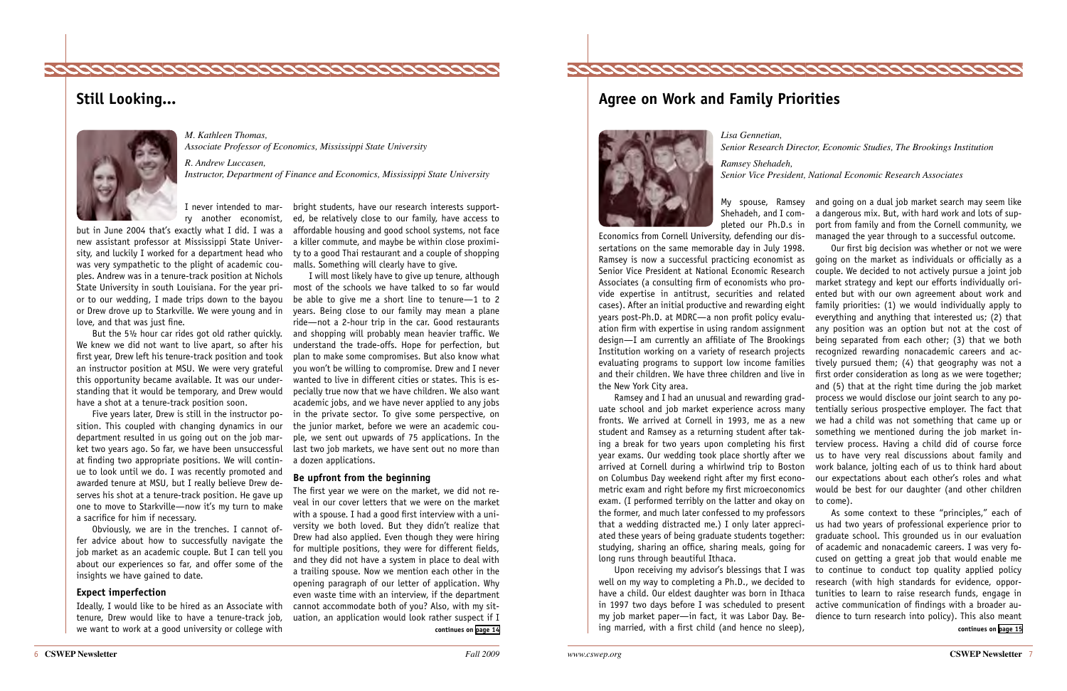## Still Looking...

*M. Kathleen Thomas, Associate Professor of Economics, Mississippi State University*

*R. Andrew Luccasen, Instructor, Department of Finance and Economics, Mississippi State University*

I never intended to marry another economist, but in June 2004 that's exactly what I did. I was a new assistant professor at Mississippi State University, and luckily I worked for a department head who was very sympathetic to the plight of academic couples. Andrew was in a tenure-track position at Nicholls State University in south Louisiana. For the year prior to our wedding, I made trips down to the bayou or Drew drove up to Starkville. We were young and in love, and that was just fine.

But the 5½ hour car rides got old rather quickly. We knew we did not want to live apart, so after his first year, Drew left his tenure-track position and took an instructor position at MSU. We were very grateful this opportunity became available. It was our understanding that it would be temporary, and Drew would have a shot at a tenure-track position soon.

Five years later, Drew is still in the instructor position. This coupled with changing dynamics in our department resulted in us going out on the job market two years ago. So far, we have been unsuccessful at finding two appropriate positions. We will continue to look until we do. I was recently promoted and awarded tenure at MSU, but I really believe Drew deserves his shot at a tenure-track position. He gave up one to move to Starkville—now it's my turn to make a sacrifice for him if necessary.

Obviously, we are in the trenches. I cannot offer advice about how to successfully navigate the job market as an academic couple. But I can tell you about our experiences so far, and offer some of the insights we have gained to date.

### Expect imperfection

Ideally, I would like to be hired as an Associate with tenure, Drew would like to have a tenure-track job, we want to work at a good university or college with bright students, have our research interests supported, be relatively close to our family, have access to affordable housing and good school systems, not face a killer commute, and maybe be within close proximity to a good Thai restaurant and a couple of shopping malls. Something will clearly have to give.

I will most likely have to give up tenure, although most of the schools we have talked to so far would be able to give me a short line to tenure—1 to 2 years. Being close to our family may mean a plane ride—not a 2-hour trip in the car. Good restaurants and shopping will probably mean heavier traffic. We understand the trade-offs. Hope for perfection, but plan to make some compromises. But also know what you won't be willing to compromise. Drew and I never wanted to live in different cities or states. This is especially true now that we have children. We also want academic jobs, and we have never applied to any jobs in the private sector. To give some perspective, on the junior market, before we were an academic couple, we sent out upwards of 75 applications. In the last two job markets, we have sent out no more than a dozen applications.

### Be upfront from the beginning

The first year we were on the market, we did not reveal in our cover letters that we were on the market with a spouse. I had a good first interview with a university we both loved. But they didn't realize that Drew had also applied. Even though they were hiring for multiple positions, they were for different fields, and they did not have a system in place to deal with a trailing spouse. Now we mention each other in the opening paragraph of our letter of application. Why even waste time with an interview, if the department cannot accommodate both of you? Also, with my situation, an application would look rather suspect if I

**continues on page 14**

## Agree on Work and Family Priorities

*Lisa Gennetian, Senior Research Director, Economic Studies, The Brookings Institution*

*Ramsey Shehadeh, Senior Vice President, National Economic Research Associates*

My spouse, Ramsey Shehadeh, and I completed our Ph.D.s in Economics from Cornell University, defending our dissertations on the same memorable day in July 1998. Ramsey is now a successful practicing economist as Senior Vice President at National Economic Research Associates (a consulting firm of economists who provide expertise in antitrust, securities and related cases). After an initial productive and rewarding eight years post-Ph.D. at MDRC—a non profit policy evaluation firm with expertise in using random assignment design—I am currently an affiliate of The Brookings Institution working on a variety of research projects evaluating programs to support low income families and their children. We have three children and live in the New York City area.

Ramsey and I had an unusual and rewarding graduate school and job market experience across many fronts. We arrived at Cornell in 1993, me as a new student and Ramsey as a returning student after taking a break for two years upon completing his first year exams. Our wedding took place shortly after we arrived at Cornell during a whirlwind trip to Boston on Columbus Day weekend right after my first econometric exam and right before my first microeconomics exam. (I performed terribly on the latter and okay on the former, and much later confessed to my professors that a wedding distracted me.) I only later appreciated these years of being graduate students together: studying, sharing an office, sharing meals, going for long runs through beautiful Ithaca.

Upon receiving my advisor's blessings that I was well on my way to completing a Ph.D., we decided to have a child. Our eldest daughter was born in Ithaca in 1997 two days before I was scheduled to present my job market paper—in fact, it was Labor Day. Being married, with a first child (and hence no sleep), and going on a dual job market search may seem like a dangerous mix. But, with hard work and lots of support from family and from the Cornell community, we managed the year through to a successful outcome.

Our first big decision was whether or not we were going on the market as individuals or officially as a couple. We decided to not actively pursue a joint job market strategy and kept our efforts individually oriented but with our own agreement about work and family priorities: (1) we would individually apply to everything and anything that interested us; (2) that any position was an option but not at the cost of being separated from each other; (3) that we both recognized rewarding nonacademic careers and actively pursued them; (4) that geography was not a first order consideration as long as we were together; and (5) that at the right time during the job market process we would disclose our joint search to any potentially serious prospective employer. The fact that we had a child was not something that came up or something we mentioned during the job market interview process. Having a child did of course force us to have very real discussions about family and work balance, jolting each of us to think hard about our expectations about each other's roles and what would be best for our daughter (and other children to come).

As some context to these "principles," each of us had two years of professional experience prior to graduate school. This grounded us in our evaluation of academic and nonacademic careers. I was very focused on getting a great job that would enable me to continue to conduct top quality applied policy research (with high standards for evidence, opportunities to learn to raise research funds, engage in active communication of findings with a broader audience to turn research into policy). This also meant

**continues on page 15**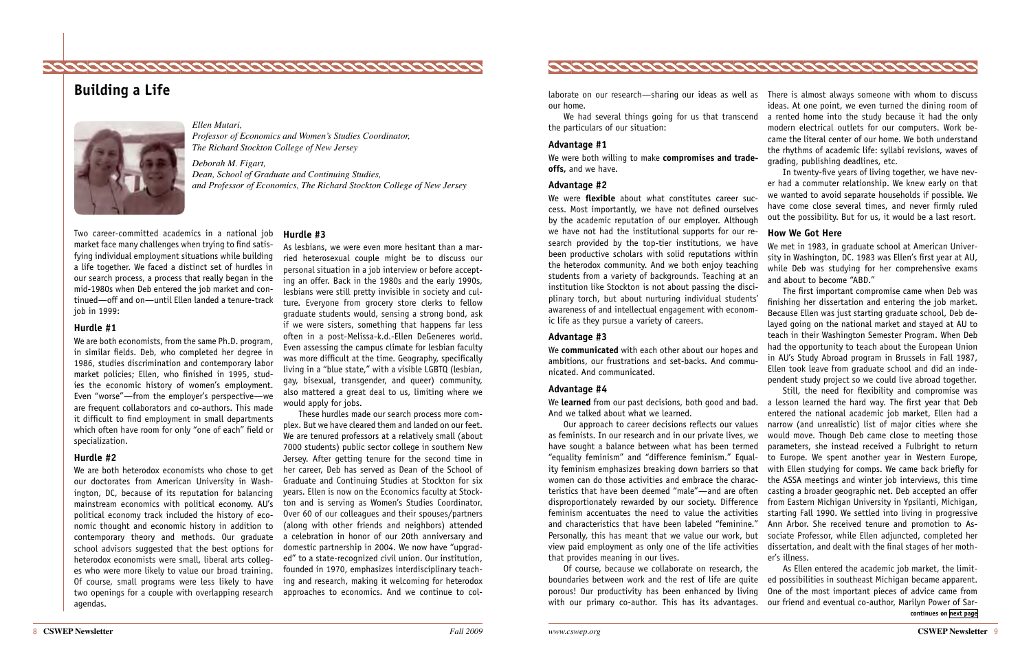# Building a Life

*Ellen Mutari, Professor of Economics and Women's Studies Coordinator, The Richard Stockton College of New Jersey*

*Deborah M. Figart, Dean, School of Graduate and Continuing Studies, and Professor of Economics, The Richard Stockton College of New Jersey*

Two career-committed academics in a national job market face many challenges when trying to find satisfying individual employment situations while building a life together. We faced a distinct set of hurdles in our search process, a process that really began in the mid-1980s when Deb entered the job market and continued—off and on—until Ellen landed a tenure-track job in 1999:

### Hurdle #1

We are both economists, from the same Ph.D. program, in similar fields. Deb, who completed her degree in 1986, studies discrimination and contemporary labor market policies; Ellen, who finished in 1995, studies the economic history of women's employment. Even "worse"—from the employer's perspective—we are frequent collaborators and co-authors. This made it difficult to find employment in small departments which often have room for only "one of each" field or specialization.

### Hurdle #2

We are both heterodox economists who chose to get our doctorates from American University in Washington, DC, because of its reputation for balancing mainstream economics with political economy. AU's political economy track included the history of economic thought and economic history in addition to contemporary theory and methods. Our graduate school advisors suggested that the best options for heterodox economists were small, liberal arts colleges who were more likely to value our broad training. Of course, small programs were less likely to have two openings for a couple with overlapping research agendas.

### Hurdle #3

As lesbians, we were even more hesitant than a married heterosexual couple might be to discuss our personal situation in a job interview or before accepting an offer. Back in the 1980s and the early 1990s, lesbians were still pretty invisible in society and culture. Everyone from grocery store clerks to fellow graduate students would, sensing a strong bond, ask if we were sisters, something that happens far less often in a post-Melissa-k.d.-Ellen DeGeneres world. Even assessing the campus climate for lesbian faculty was more difficult at the time. Geography, specifically living in a "blue state," with a visible LGBTQ (lesbian, gay, bisexual, transgender, and queer) community, also mattered a great deal to us, limiting where we would apply for jobs.

These hurdles made our search process more complex. But we have cleared them and landed on our feet. We are tenured professors at a relatively small (about 7000 students) public sector college in southern New Jersey. After getting tenure for the second time in her career, Deb has served as Dean of the School of Graduate and Continuing Studies at Stockton for six years. Ellen is now on the Economics faculty at Stockton and is serving as Women's Studies Coordinator. Over 60 of our colleagues and their spouses/partners (along with other friends and neighbors) attended a celebration in honor of our 20th anniversary and domestic partnership in 2004. We now have "upgraded" to a state-recognized civil union. Our institution, founded in 1970, emphasizes interdisciplinary teaching and research, making it welcoming for heterodox approaches to economics. And we continue to collaborate on our research—sharing our ideas as well as our home.

We had several things going for us that transcend the particulars of our situation:

### Advantage #1

We were both willing to make **compromises and trade-offs**, and we have.

### Advantage #2

We were **flexible** about what constitutes career success. Most importantly, we have not defined ourselves by the academic reputation of our employer. Although we have not had the institutional supports for our research provided by the top-tier institutions, we have been productive scholars with solid reputations within the heterodox community. And we both enjoy teaching students from a variety of backgrounds. Teaching at an institution like Stockton is not about passing the disciplinary torch, but about nurturing individual students' awareness of and intellectual engagement with economic life as they pursue a variety of careers.

### Advantage #3

We **communicated** with each other about our hopes and ambitions, our frustrations and set-backs. And communicated. And communicated.

### Advantage #4

We **learned** from our past decisions, both good and bad. And we talked about what we learned.

Our approach to career decisions reflects our values as feminists. In our research and in our private lives, we have sought a balance between what has been termed "equality feminism" and "difference feminism." Equality feminism emphasizes breaking down barriers so that women can do those activities and embrace the characteristics that have been deemed "male"—and are often disproportionately rewarded by our society. Difference feminism accentuates the need to value the activities and characteristics that have been labeled "feminine." Personally, this has meant that we value our work, but view paid employment as only one of the life activities that provides meaning in our lives.

Of course, because we collaborate on research, the boundaries between work and the rest of life are quite porous! Our productivity has been enhanced by living with our primary co-author. This has its advantages. There is almost always someone with whom to discuss ideas. At one point, we even turned the dining room of a rented home into the study because it had the only modern electrical outlets for our computers. Work became the literal center of our home. We both understand the rhythms of academic life: syllabi revisions, waves of grading, publishing deadlines, etc.

In twenty-five years of living together, we have never had a commuter relationship. We knew early on that we wanted to avoid separate households if possible. We have come close several times, and never firmly ruled out the possibility. But for us, it would be a last resort.

### How We Got Here

We met in 1983, in graduate school at American University in Washington, DC. 1983 was Ellen's first year at AU, while Deb was studying for her comprehensive exams and about to become "ABD."

The first important compromise came when Deb was finishing her dissertation and entering the job market. Because Ellen was just starting graduate school, Deb delayed going on the national market and stayed at AU to teach in their Washington Semester Program. When Deb had the opportunity to teach about the European Union in AU's Study Abroad program in Brussels in Fall 1987, Ellen took leave from graduate school and did an independent study project so we could live abroad together.

Still, the need for flexibility and compromise was a lesson learned the hard way. The first year that Deb entered the national academic job market, Ellen had a narrow (and unrealistic) list of major cities where she would move. Though Deb came close to meeting those parameters, she instead received a Fulbright to return to Europe. We spent another year in Western Europe, with Ellen studying for comps. We came back briefly for the ASSA meetings and winter job interviews, this time casting a broader geographic net. Deb accepted an offer from Eastern Michigan University in Ypsilanti, Michigan, starting Fall 1990. We settled into living in progressive Ann Arbor. She received tenure and promotion to Associate Professor, while Ellen adjuncted, completed her dissertation, and dealt with the final stages of her mother's illness.

As Ellen entered the academic job market, the limited possibilities in southeast Michigan became apparent. One of the most important pieces of advice came from our friend and eventual co-author, Marilyn Power of Sar-

continues on next page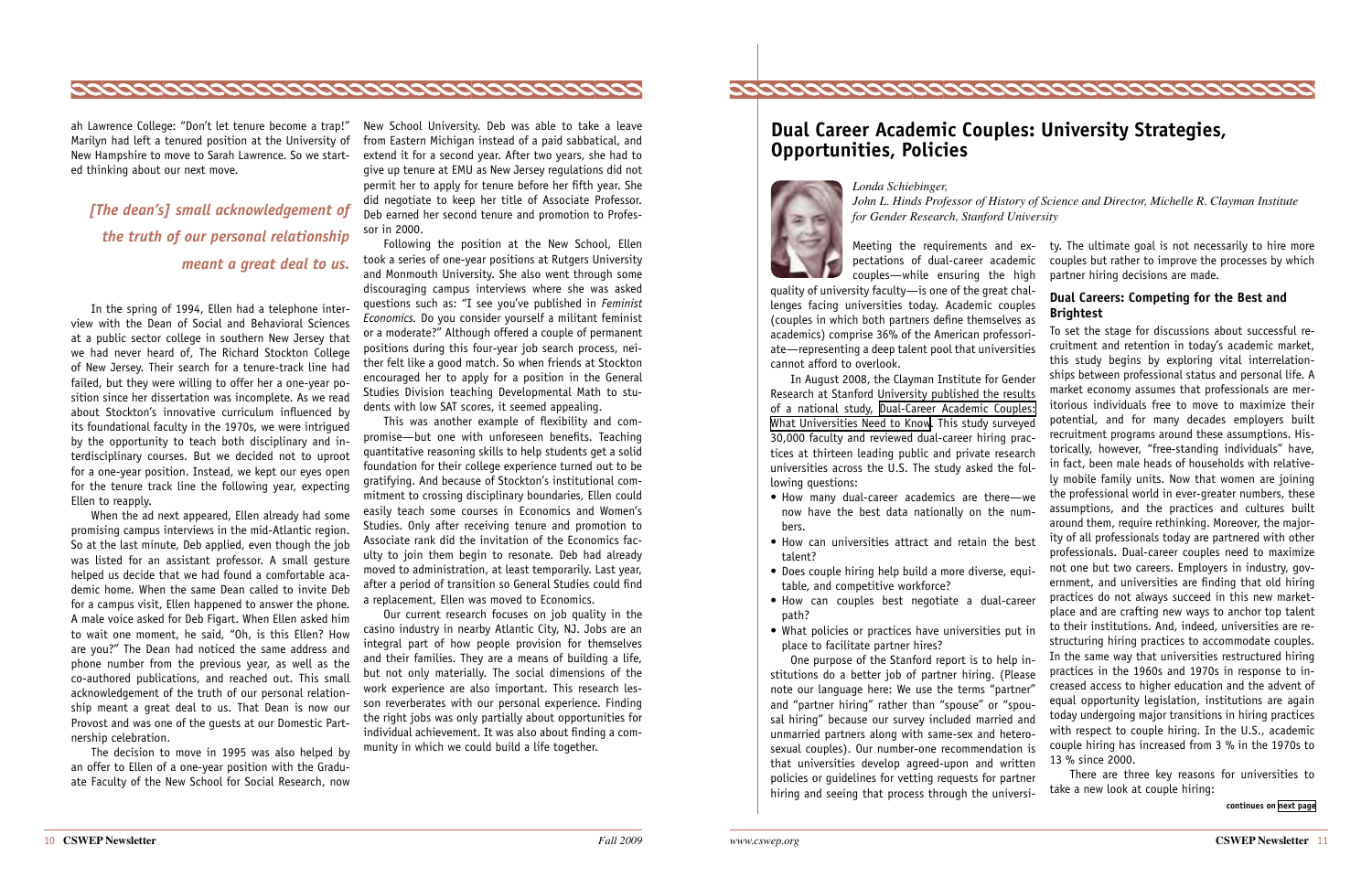ah Lawrence College: "Don't let tenure become a trap!" Marilyn had left a tenured position at the University of New Hampshire to move to Sarah Lawrence. So we started thinking about our next move.

*[The dean's] small acknowledgement of the truth of our personal relationship meant a great deal to us.*

In the spring of 1994, Ellen had a telephone interview with the Dean of Social and Behavioral Sciences at a public sector college in southern New Jersey that we had never heard of, The Richard Stockton College of New Jersey. Their search for a tenure-track line had failed, but they were willing to offer her a one-year position since her dissertation was incomplete. As we read about Stockton's innovative curriculum influenced by its foundational faculty in the 1970s, we were intrigued by the opportunity to teach both disciplinary and interdisciplinary courses. But we decided not to uproot for a one-year position. Instead, we kept our eyes open for the tenure track line the following year, expecting Ellen to reapply.

When the ad next appeared, Ellen already had some promising campus interviews in the mid-Atlantic region. So at the last minute, Deb applied, even though the job was listed for an assistant professor. A small gesture helped us decide that we had found a comfortable academic home. When the same Dean called to invite Deb for a campus visit, Ellen happened to answer the phone. A male voice asked for Deb Figart. When Ellen asked him to wait one moment, he said, "Oh, is this Ellen? How are you?" The Dean had noticed the same address and phone number from the previous year, as well as the co-authored publications, and reached out. This small acknowledgement of the truth of our personal relationship meant a great deal to us. That Dean is now our Provost and was one of the guests at our Domestic Partnership celebration.

The decision to move in 1995 was also helped by an offer to Ellen of a one-year position with the Graduate Faculty of the New School for Social Research, now New School University. Deb was able to take a leave from Eastern Michigan instead of a paid sabbatical, and extend it for a second year. After two years, she had to give up tenure at EMU as New Jersey regulations did not permit her to apply for tenure before her fifth year. She did negotiate to keep her title of Associate Professor. Deb earned her second tenure and promotion to Professor in 2000.

Following the position at the New School, Ellen took a series of one-year positions at Rutgers University and Monmouth University. She also went through some discouraging campus interviews where she was asked questions such as: "I see you've published in *Feminist Economics.* Do you consider yourself a militant feminist or a moderate?" Although offered a couple of permanent positions during this four-year job search process, neither felt like a good match. So when friends at Stockton encouraged her to apply for a position in the General Studies Division teaching Developmental Math to students with low SAT scores, it seemed appealing.

This was another example of flexibility and compromise—but one with unforeseen benefits. Teaching quantitative reasoning skills to help students get a solid foundation for their college experience turned out to be gratifying. And because of Stockton's institutional commitment to crossing disciplinary boundaries, Ellen could easily teach some courses in Economics and Women's Studies. Only after receiving tenure and promotion to Associate rank did the invitation of the Economics faculty to join them begin to resonate. Deb had already moved to administration, at least temporarily. Last year, after a period of transition so General Studies could find a replacement, Ellen was moved to Economics.

Our current research focuses on job quality in the casino industry in nearby Atlantic City, NJ. Jobs are an integral part of how people provision for themselves and their families. They are a means of building a life, but not only materially. The social dimensions of the work experience are also important. This research lesson reverberates with our personal experience. Finding the right jobs was only partially about opportunities for individual achievement. It was also about finding a community in which we could build a life together.

## Dual Career Academic Couples: University Strategies, Opportunities, Policies

*Londa Schiebinger,*
*John L. Hinds Professor of History of Science and Director, Michelle R. Clayman Institute for Gender Research, Stanford University*

Meeting the requirements and expectations of dual-career academic couples—while ensuring the high quality of university faculty—is one of the great challenges facing universities today. Academic couples (couples in which both partners define themselves as academics) comprise 36% of the American professoriate—representing a deep talent pool that universities cannot afford to overlook.

In August 2008, the Clayman Institute for Gender Research at Stanford University published the results of a national study, Dual-Career Academic Couples: What Universities Need to Know. This study surveyed 30,000 faculty and reviewed dual-career hiring practices at thirteen leading public and private research universities across the U.S. The study asked the following questions:

- How many dual-career academics are there—we now have the best data nationally on the numbers.
- How can universities attract and retain the best talent?
- Does couple hiring help build a more diverse, equitable, and competitive workforce?
- How can couples best negotiate a dual-career path?
- What policies or practices have universities put in place to facilitate partner hires?

One purpose of the Stanford report is to help institutions do a better job of partner hiring. (Please note our language here: We use the terms "partner" and "partner hiring" rather than "spouse" or "spousal hiring" because our survey included married and unmarried partners along with same-sex and heterosexual couples). Our number-one recommendation is that universities develop agreed-upon and written policies or guidelines for vetting requests for partner hiring and seeing that process through the university. The ultimate goal is not necessarily to hire more couples but rather to improve the processes by which partner hiring decisions are made.

### Dual Careers: Competing for the Best and Brightest

To set the stage for discussions about successful recruitment and retention in today's academic market, this study begins by exploring vital interrelationships between professional status and personal life. A market economy assumes that professionals are meritorious individuals free to move to maximize their potential, and for many decades employers built recruitment programs around these assumptions. Historically, however, "free-standing individuals" have, in fact, been male heads of households with relatively mobile family units. Now that women are joining the professional world in ever-greater numbers, these assumptions, and the practices and cultures built around them, require rethinking. Moreover, the majority of all professionals today are partnered with other professionals. Dual-career couples need to maximize not one but two careers. Employers in industry, government, and universities are finding that old hiring practices do not always succeed in this new marketplace and are crafting new ways to anchor top talent to their institutions. And, indeed, universities are restructuring hiring practices to accommodate couples. In the same way that universities restructured hiring practices in the 1960s and 1970s in response to increased access to higher education and the advent of equal opportunity legislation, institutions are again today undergoing major transitions in hiring practices with respect to couple hiring. In the U.S., academic couple hiring has increased from 3 % in the 1970s to 13 % since 2000.

There are three key reasons for universities to take a new look at couple hiring:

**continues on next page**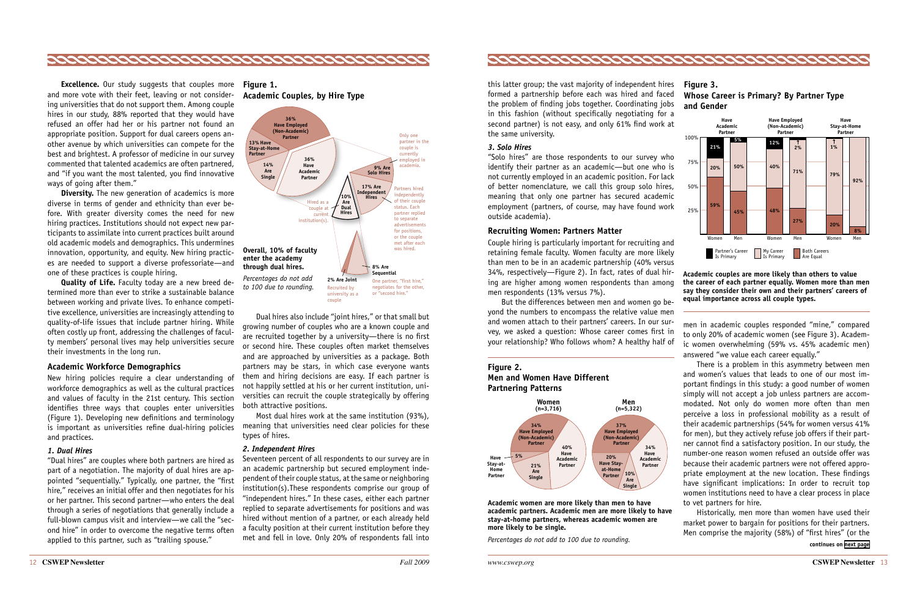**Excellence.** Our study suggests that couples more and more vote with their feet, leaving or not considering universities that do not support them. Among couple hires in our study, 88% reported that they would have refused an offer had her or his partner not found an appropriate position. Support for dual careers opens another avenue by which universities can compete for the best and brightest. A professor of medicine in our survey commented that talented academics are often partnered, and "if you want the most talented, you find innovative ways of going after them."

**Diversity.** The new generation of academics is more diverse in terms of gender and ethnicity than ever before. With greater diversity comes the need for new hiring practices. Institutions should not expect new participants to assimilate into current practices built around old academic models and demographics. This undermines innovation, opportunity, and equity. New hiring practices are needed to support a diverse professoriate—and one of these practices is couple hiring.

**Quality of Life.** Faculty today are a new breed determined more than ever to strike a sustainable balance between working and private lives. To enhance competitive excellence, universities are increasingly attending to quality-of-life issues that include partner hiring. While often costly up front, addressing the challenges of faculty members' personal lives may help universities secure their investments in the long run.

## Academic Workforce Demographics

New hiring policies require a clear understanding of workforce demographics as well as the cultural practices and values of faculty in the 21st century. This section identifies three ways that couples enter universities (Figure 1). Developing new definitions and terminology is important as universities refine dual-hiring policies and practices.

### *1. Dual Hires*

"Dual hires" are couples where both partners are hired as part of a negotiation. The majority of dual hires are appointed "sequentially." Typically, one partner, the "first hire," receives an initial offer and then negotiates for his or her partner. This second partner—who enters the deal through a series of negotiations that generally include a full-blown campus visit and interview—we call the "second hire" in order to overcome the negative terms often applied to this partner, such as "trailing spouse."

### Figure 1. Academic Couples, by Hire Type

36% Have Employed (Non-Academic) Partner; 13% Have Stay-at-Home Partner; 14% Are Single; 36% Have Academic Partner; 9% Are Solo Hires (Only one partner in the couple is currently employed in academia.); 17% Are Independent Hires (Partners hired independently of their couple status. Each partner replied to separate advertisements for positions, or the couple met after each was hired.); 10% Are Dual Hires (Hired as a couple at current institution(s).); 8% Are Sequential (One partner, "first hire," negotiates for the other, or "second hire."); 2% Are Joint (Recruited by university as a couple)

**Overall, 10% of faculty enter the academy through dual hires.**

*Percentages do not add to 100 due to rounding.*

Dual hires also include "joint hires," or that small but growing number of couples who are a known couple and are recruited together by a university—there is no first or second hire. These couples often market themselves and are approached by universities as a package. Both partners may be stars, in which case everyone wants them and hiring decisions are easy. If each partner is not happily settled at his or her current institution, universities can recruit the couple strategically by offering both attractive positions.

Most dual hires work at the same institution (93%), meaning that universities need clear policies for these types of hires.

### *2. Independent Hires*

Seventeen percent of all respondents to our survey are in an academic partnership but secured employment independent of their couple status, at the same or neighboring institution(s).These respondents comprise our group of "independent hires." In these cases, either each partner replied to separate advertisements for positions and was hired without mention of a partner, or each already held a faculty position at their current institution before they met and fell in love. Only 20% of respondents fall into this latter group; the vast majority of independent hires formed a partnership before each was hired and faced the problem of finding jobs together. Coordinating jobs in this fashion (without specifically negotiating for a second partner) is not easy, and only 61% find work at the same university.

### *3. Solo Hires*

"Solo hires" are those respondents to our survey who identify their partner as an academic—but one who is not currently employed in an academic position. For lack of better nomenclature, we call this group solo hires, meaning that only one partner has secured academic employment (partners, of course, may have found work outside academia).

## Recruiting Women: Partners Matter

Couple hiring is particularly important for recruiting and retaining female faculty. Women faculty are more likely than men to be in an academic partnership (40% versus 34%, respectively—Figure 2). In fact, rates of dual hiring are higher among women respondents than among men respondents (13% versus 7%).

But the differences between men and women go beyond the numbers to encompass the relative value men and women attach to their partners' careers. In our survey, we asked a question: Whose career comes first in your relationship? Who follows whom? A healthy half of men in academic couples responded "mine," compared to only 20% of academic women (see Figure 3). Academic women overwhelming (59% vs. 45% academic men) answered "we value each career equally."

### Figure 2. Men and Women Have Different Partnering Patterns

| | Women (n=3,716) | Men (n=5,322) |
|---|---|---|
| Have Employed (Non-Academic) Partner | 34% | 37% |
| Have Academic Partner | 40% | 34% |
| Have Stay-at-Home Partner | 5% | 20% |
| Are Single | 21% | 10% |

**Academic women are more likely than men to have academic partners. Academic men are more likely to have stay-at-home partners, whereas academic women are more likely to be single.**

*Percentages do not add to 100 due to rounding.*

### Figure 3. Whose Career is Primary? By Partner Type and Gender

| | Have Academic Partner: Women | Have Academic Partner: Men | Have Employed (Non-Academic) Partner: Women | Have Employed (Non-Academic) Partner: Men | Have Stay-at-Home Partner: Women | Have Stay-at-Home Partner: Men |
|---|---|---|---|---|---|---|
| Partner's Career Is Primary | 21% | 5% | 12% | — | — | — |
| My Career Is Primary | 20% | 50% | 40% | 71% | 79% | 92% |
| Both Careers Are Equal | 59% | 45% | 48% | 27% | 20% | 8% |

(Unlabeled small values in chart: 2% and 1% indicated with arrows.)

**Academic couples are more likely than others to value the career of each partner equally. Women more than men say they consider their own and their partners' careers of equal importance across all couple types.**

There is a problem in this asymmetry between men and women's values that leads to one of our most important findings in this study: a good number of women simply will not accept a job unless partners are accommodated. Not only do women more often than men perceive a loss in professional mobility as a result of their academic partnerships (54% for women versus 41% for men), but they actively refuse job offers if their partner cannot find a satisfactory position. In our study, the number-one reason women refused an outside offer was because their academic partners were not offered appropriate employment at the new location. These findings have significant implications: In order to recruit top women institutions need to have a clear process in place to vet partners for hire.

Historically, men more than women have used their market power to bargain for positions for their partners. Men comprise the majority (58%) of "first hires" (or the

continues on next page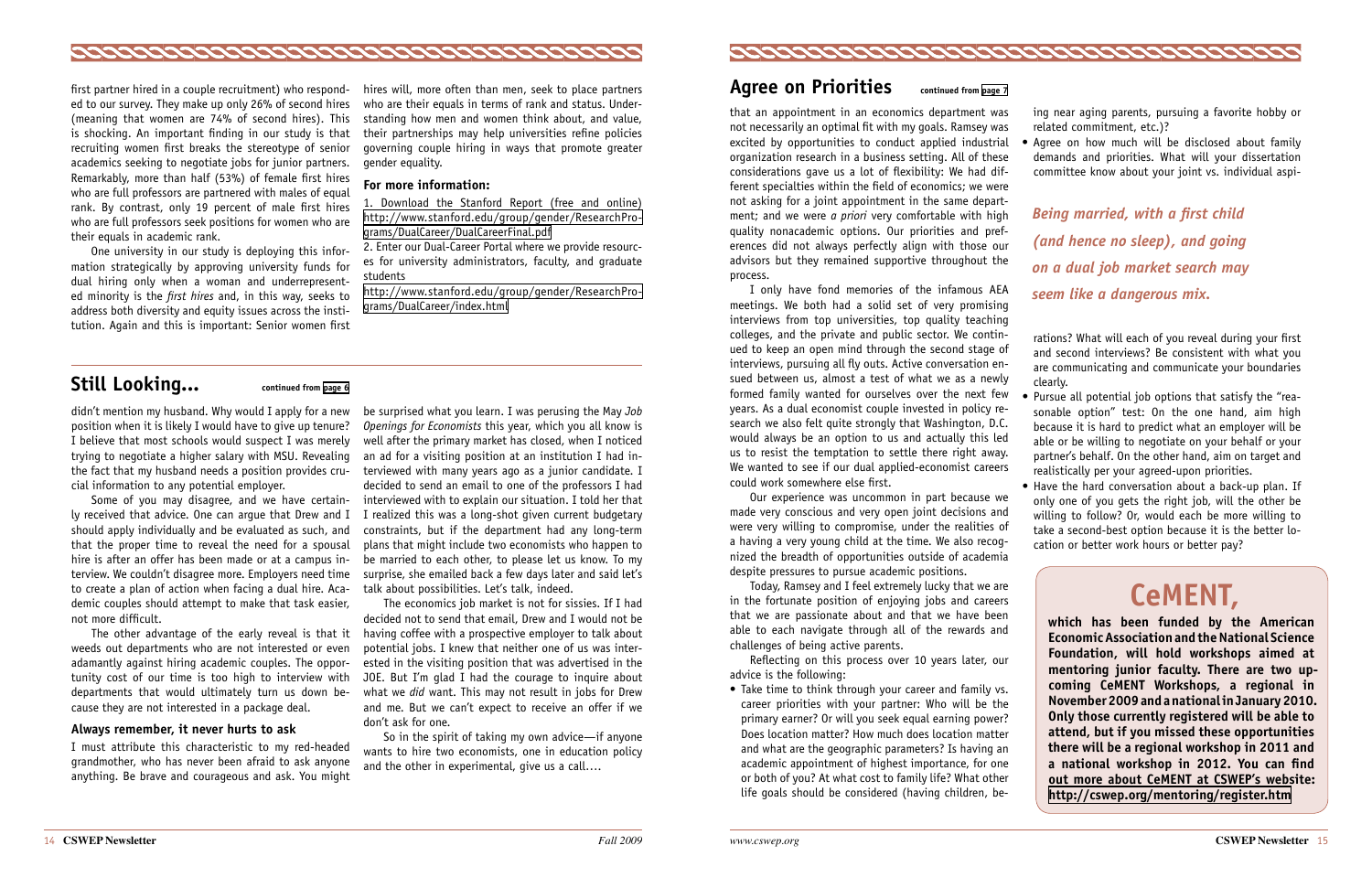first partner hired in a couple recruitment) who responded to our survey. They make up only 26% of second hires (meaning that women are 74% of second hires). This is shocking. An important finding in our study is that recruiting women first breaks the stereotype of senior academics seeking to negotiate jobs for junior partners. Remarkably, more than half (53%) of female first hires who are full professors are partnered with males of equal rank. By contrast, only 19 percent of male first hires who are full professors seek positions for women who are their equals in academic rank.

One university in our study is deploying this information strategically by approving university funds for dual hiring only when a woman and underrepresented minority is the *first hires* and, in this way, seeks to address both diversity and equity issues across the institution. Again and this is important: Senior women first hires will, more often than men, seek to place partners who are their equals in terms of rank and status. Understanding how men and women think about, and value, their partnerships may help universities refine policies governing couple hiring in ways that promote greater gender equality.

**For more information:**

1. Download the Stanford Report (free and online) http://www.stanford.edu/group/gender/ResearchPrograms/DualCareer/DualCareerFinal.pdf
2. Enter our Dual-Career Portal where we provide resources for university administrators, faculty, and graduate students http://www.stanford.edu/group/gender/ResearchPrograms/DualCareer/index.html

## Still Looking...

continued from page 6

didn't mention my husband. Why would I apply for a new position when it is likely I would have to give up tenure? I believe that most schools would suspect I was merely trying to negotiate a higher salary with MSU. Revealing the fact that my husband needs a position provides crucial information to any potential employer.

Some of you may disagree, and we have certainly received that advice. One can argue that Drew and I should apply individually and be evaluated as such, and that the proper time to reveal the need for a spousal hire is after an offer has been made or at a campus interview. We couldn't disagree more. Employers need time to create a plan of action when facing a dual hire. Academic couples should attempt to make that task easier, not more difficult.

The other advantage of the early reveal is that it weeds out departments who are not interested or even adamantly against hiring academic couples. The opportunity cost of our time is too high to interview with departments that would ultimately turn us down because they are not interested in a package deal.

### Always remember, it never hurts to ask

I must attribute this characteristic to my red-headed grandmother, who has never been afraid to ask anyone anything. Be brave and courageous and ask. You might be surprised what you learn. I was perusing the May *Job Openings for Economists* this year, which you all know is well after the primary market has closed, when I noticed an ad for a visiting position at an institution I had interviewed with many years ago as a junior candidate. I decided to send an email to one of the professors I had interviewed with to explain our situation. I told her that I realized this was a long-shot given current budgetary constraints, but if the department had any long-term plans that might include two economists who happen to be married to each other, to please let us know. To my surprise, she emailed back a few days later and said let's talk about possibilities. Let's talk, indeed.

The economics job market is not for sissies. If I had decided not to send that email, Drew and I would not be having coffee with a prospective employer to talk about potential jobs. I knew that neither one of us was interested in the visiting position that was advertised in the JOE. But I'm glad I had the courage to inquire about what we *did* want. This may not result in jobs for Drew and me. But we can't expect to receive an offer if we don't ask for one.

So in the spirit of taking my own advice—if anyone wants to hire two economists, one in education policy and the other in experimental, give us a call....

## Agree on Priorities

continued from page 7

that an appointment in an economics department was not necessarily an optimal fit with my goals. Ramsey was excited by opportunities to conduct applied industrial organization research in a business setting. All of these considerations gave us a lot of flexibility: We had different specialties within the field of economics; we were not asking for a joint appointment in the same department; and we were *a priori* very comfortable with high quality nonacademic options. Our priorities and preferences did not always perfectly align with those our advisors but they remained supportive throughout the process.

I only have fond memories of the infamous AEA meetings. We both had a solid set of very promising interviews from top universities, top quality teaching colleges, and the private and public sector. We continued to keep an open mind through the second stage of interviews, pursuing all fly outs. Active conversation ensued between us, almost a test of what we as a newly formed family wanted for ourselves over the next few years. As a dual economist couple invested in policy research we also felt quite strongly that Washington, D.C. would always be an option to us and actually this led us to resist the temptation to settle there right away. We wanted to see if our dual applied-economist careers could work somewhere else first.

Our experience was uncommon in part because we made very conscious and very open joint decisions and were very willing to compromise, under the realities of a having a very young child at the time. We also recognized the breadth of opportunities outside of academia despite pressures to pursue academic positions.

Today, Ramsey and I feel extremely lucky that we are in the fortunate position of enjoying jobs and careers that we are passionate about and that we have been able to each navigate through all of the rewards and challenges of being active parents.

Reflecting on this process over 10 years later, our advice is the following:

- Take time to think through your career and family vs. career priorities with your partner: Who will be the primary earner? Or will you seek equal earning power? Does location matter? How much does location matter and what are the geographic parameters? Is having an academic appointment of highest importance, for one or both of you? At what cost to family life? What other life goals should be considered (having children, being near aging parents, pursuing a favorite hobby or related commitment, etc.)?
- Agree on how much will be disclosed about family demands and priorities. What will your dissertation committee know about your joint vs. individual aspirations? What will each of you reveal during your first and second interviews? Be consistent with what you are communicating and communicate your boundaries clearly.
- Pursue all potential job options that satisfy the "reasonable option" test: On the one hand, aim high because it is hard to predict what an employer will be able or be willing to negotiate on your behalf or your partner's behalf. On the other hand, aim on target and realistically per your agreed-upon priorities.
- Have the hard conversation about a back-up plan. If only one of you gets the right job, will the other be willing to follow? Or, would each be more willing to take a second-best option because it is the better location or better work hours or better pay?

*Being married, with a first child (and hence no sleep), and going on a dual job market search may seem like a dangerous mix.*

## CeMENT,

**which has been funded by the American Economic Association and the National Science Foundation, will hold workshops aimed at mentoring junior faculty. There are two upcoming CeMENT Workshops, a regional in November 2009 and a national in January 2010. Only those currently registered will be able to attend, but if you missed these opportunities there will be a regional workshop in 2011 and a national workshop in 2012. You can find out more about CeMENT at CSWEP's website: http://cswep.org/mentoring/register.htm**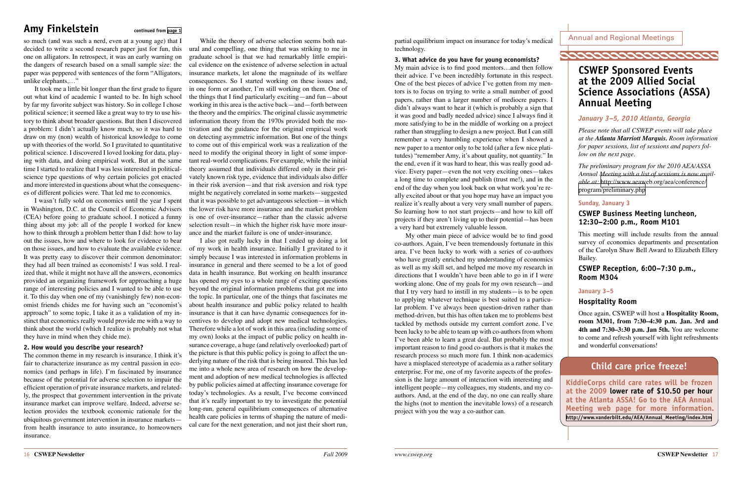## Amy Finkelstein

continued from page 1

so much (and was such a nerd, even at a young age) that I decided to write a second research paper just for fun, this one on alligators. In retrospect, it was an early warning on the dangers of research based on a small sample size: the paper was peppered with sentences of the form "Alligators, unlike elephants,…"

It took me a little bit longer than the first grade to figure out what kind of academic I wanted to be. In high school by far my favorite subject was history. So in college I chose political science; it seemed like a great way to try to use history to think about broader questions. But then I discovered a problem: I didn't actually know much, so it was hard to draw on my (non) wealth of historical knowledge to come up with theories of the world. So I gravitated to quantitative political science. I discovered I loved looking for data, playing with data, and doing empirical work. But at the same time I started to realize that I was less interested in political-science type questions of why certain policies got enacted and more interested in questions about what the consequences of different policies were. That led me to economics.

I wasn't fully sold on economics until the year I spent in Washington, D.C. at the Council of Economic Advisers (CEA) before going to graduate school. I noticed a funny thing about my job: all of the people I worked for knew how to think through a problem better than I did: how to lay out the issues, how and where to look for evidence to bear on those issues, and how to evaluate the available evidence. It was pretty easy to discover their common denominator: they had all been trained as economists! I was sold. I realized that, while it might not have all the answers, economics provided an organizing framework for approaching a huge range of interesting policies and I wanted to be able to use it. To this day when one of my (vanishingly few) non-economist friends chides me for having such an "economist's approach" to some topic, I take it as a validation of my instinct that economics really would provide me with a way to think about the world (which I realize is probably not what they have in mind when they chide me).

### 2. How would you describe your research?

The common theme in my research is insurance. I think it's fair to characterize insurance as my central passion in economics (and perhaps in life). I'm fascinated by insurance because of the potential for adverse selection to impair the efficient operation of private insurance markets, and relatedly, the prospect that government intervention in the private insurance market can improve welfare. Indeed, adverse selection provides the textbook economic rationale for the ubiquitous government intervention in insurance markets—from health insurance to auto insurance, to homeowners insurance.

While the theory of adverse selection seems both natural and compelling, one thing that was striking to me in graduate school is that we had remarkably little empirical evidence on the existence of adverse selection in actual insurance markets, let alone the magnitude of its welfare consequences. So I started working on these issues and, in one form or another, I'm still working on them. One of the things that I find particularly exciting—and fun—about working in this area is the active back—and—forth between the theory and the empirics. The original classic asymmetric information theory from the 1970s provided both the motivation and the guidance for the original empirical work on detecting asymmetric information. But one of the things to come out of this empirical work was a realization of the need to modify the original theory in light of some important real-world complications. For example, while the initial theory assumed that individuals differed only in their privately known risk type, evidence that individuals also differ in their risk aversion—and that risk aversion and risk type might be negatively correlated in some markets—suggested that it was possible to get advantageous selection—in which the lower risk have more insurance and the market problem is one of over-insurance—rather than the classic adverse selection result—in which the higher risk have more insurance and the market failure is one of under-insurance.

I also got really lucky in that I ended up doing a lot of my work in health insurance. Initially I gravitated to it simply because I was interested in information problems in insurance in general and there seemed to be a lot of good data in health insurance. But working on health insurance has opened my eyes to a whole range of exciting questions beyond the original information problems that got me into the topic. In particular, one of the things that fascinates me about health insurance and public policy related to health insurance is that it can have dynamic consequences for incentives to develop and adopt new medical technologies. Therefore while a lot of work in this area (including some of my own) looks at the impact of public policy on health insurance coverage, a huge (and relatively overlooked) part of the picture is that this public policy is going to affect the underlying nature of the risk that is being insured. This has led me into a whole new area of research on how the development and adoption of new medical technologies is affected by public policies aimed at affecting insurance coverage for today's technologies. As a result, I've become convinced that it's really important to try to investigate the potential long-run, general equilibrium consequences of alternative health care policies in terms of shaping the nature of medical care for the next generation, and not just their short run, partial equilibrium impact on insurance for today's medical technology.

### 3. What advice do you have for young economists?

My main advice is to find good mentors…and then follow their advice. I've been incredibly fortunate in this respect. One of the best pieces of advice I've gotten from my mentors is to focus on trying to write a small number of good papers, rather than a larger number of mediocre papers. I didn't always want to hear it (which is probably a sign that it was good and badly needed advice) since I always find it more satisfying to be in the middle of working on a project rather than struggling to design a new project. But I can still remember a very humbling experience when I showed a new paper to a mentor only to be told (after a few nice platitudes) "remember Amy, it's about quality, not quantity." In the end, even if it was hard to hear, this was really good advice. Every paper—even the not very exciting ones—takes a long time to complete and publish (trust me!), and in the end of the day when you look back on what work you're really excited about or that you hope may have an impact you realize it's really about a very very small number of papers. So learning how to not start projects—and how to kill off projects if they aren't living up to their potential—has been a very hard but extremely valuable lesson.

My other main piece of advice would be to find good co-authors. Again, I've been tremendously fortunate in this area. I've been lucky to work with a series of co-authors who have greatly enriched my understanding of economics as well as my skill set, and helped me move my research in directions that I wouldn't have been able to go in if I were working alone. One of my goals for my own research—and that I try very hard to instill in my students—is to be open to applying whatever technique is best suited to a particular problem. I've always been question-driven rather than method-driven, but this has often taken me to problems best tackled by methods outside my current comfort zone. I've been lucky to be able to team up with co-authors from whom I've been able to learn a great deal. But probably the most important reason to find good co-authors is that it makes the research process so much more fun. I think non-academics have a misplaced stereotype of academia as a rather solitary enterprise. For me, one of my favorite aspects of the profession is the large amount of interaction with interesting and intelligent people—my colleagues, my students, and my co-authors. And, at the end of the day, no one can really share the highs (not to mention the inevitable lows) of a research project with you the way a co-author can.

Annual and Regional Meetings

## CSWEP Sponsored Events at the 2009 Allied Social Science Associations (ASSA) Annual Meeting

***January 3–5, 2010 Atlanta, Georgia***

*Please note that all CSWEP events will take place at the **Atlanta Marriott Marquis**. Room information for paper sessions, list of sessions and papers follow on the next page.*

*The preliminary program for the 2010 AEA/ASSA Annual Meeting with a list of sessions is now available at:* http://www.aeaweb.org/aea/conference/program/preliminary.php

#### Sunday, January 3

### CSWEP Business Meeting luncheon, 12:30–2:00 p.m., Room M101

This meeting will include results from the annual survey of economics departments and presentation of the Carolyn Shaw Bell Award to Elizabeth Ellery Bailey.

### CSWEP Reception, 6:00–7:30 p.m., Room M304

#### January 3–5

### Hospitality Room

Once again, CSWEP will host a **Hospitality Room, room M301, from 7:30–4:30 p.m. Jan. 3rd and 4th and 7:30–3:30 p.m. Jan 5th.** You are welcome to come and refresh yourself with light refreshments and wonderful conversations!

### Child care price freeze!

**KiddieCorps child care rates will be frozen at the 2009 lower rate of $10.50 per hour at the Atlanta ASSA! Go to the AEA Annual Meeting web page for more information.**
**http://www.vanderbilt.edu/AEA/Annual_Meeting/index.htm**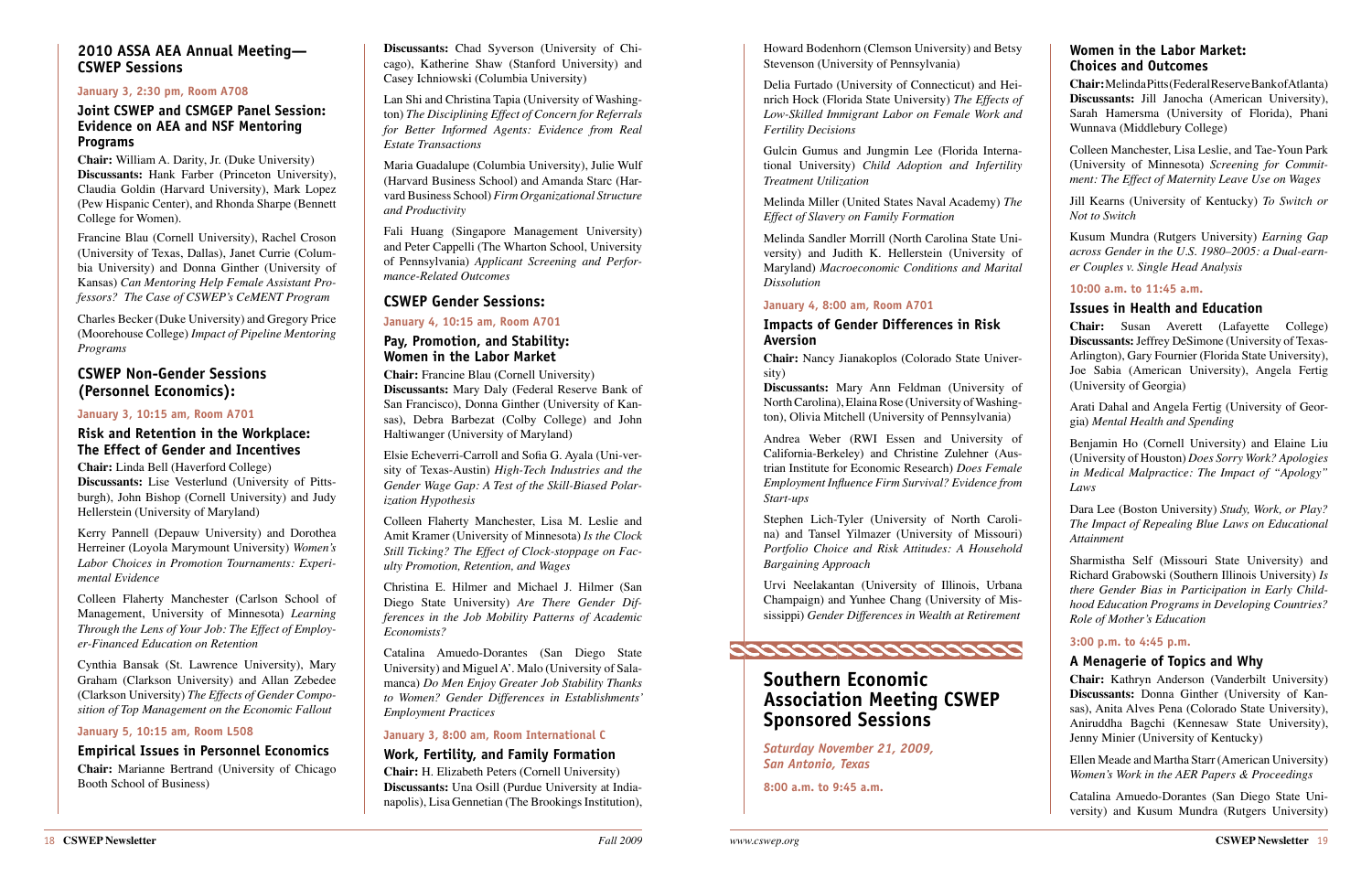## 2010 ASSA AEA Annual Meeting—CSWEP Sessions

**January 3, 2:30 pm, Room A708**

### Joint CSWEP and CSMGEP Panel Session: Evidence on AEA and NSF Mentoring Programs

**Chair:** William A. Darity, Jr. (Duke University)
**Discussants:** Hank Farber (Princeton University), Claudia Goldin (Harvard University), Mark Lopez (Pew Hispanic Center), and Rhonda Sharpe (Bennett College for Women).

Francine Blau (Cornell University), Rachel Croson (University of Texas, Dallas), Janet Currie (Columbia University) and Donna Ginther (University of Kansas) *Can Mentoring Help Female Assistant Professors? The Case of CSWEP's CeMENT Program*

Charles Becker (Duke University) and Gregory Price (Moorehouse College) *Impact of Pipeline Mentoring Programs*

## CSWEP Non-Gender Sessions (Personnel Economics):

**January 3, 10:15 am, Room A701**

### Risk and Retention in the Workplace: The Effect of Gender and Incentives

**Chair:** Linda Bell (Haverford College)
**Discussants:** Lise Vesterlund (University of Pittsburgh), John Bishop (Cornell University) and Judy Hellerstein (University of Maryland)

Kerry Pannell (Depauw University) and Dorothea Herreiner (Loyola Marymount University) *Women's Labor Choices in Promotion Tournaments: Experimental Evidence*

Colleen Flaherty Manchester (Carlson School of Management, University of Minnesota) *Learning Through the Lens of Your Job: The Effect of Employer-Financed Education on Retention*

Cynthia Bansak (St. Lawrence University), Mary Graham (Clarkson University) and Allan Zebedee (Clarkson University) *The Effects of Gender Composition of Top Management on the Economic Fallout*

**January 5, 10:15 am, Room L508**

### Empirical Issues in Personnel Economics

**Chair:** Marianne Bertrand (University of Chicago Booth School of Business)
**Discussants:** Chad Syverson (University of Chicago), Katherine Shaw (Stanford University) and Casey Ichniowski (Columbia University)

Lan Shi and Christina Tapia (University of Washington) *The Disciplining Effect of Concern for Referrals for Better Informed Agents: Evidence from Real Estate Transactions*

Maria Guadalupe (Columbia University), Julie Wulf (Harvard Business School) and Amanda Starc (Harvard Business School) *Firm Organizational Structure and Productivity*

Fali Huang (Singapore Management University) and Peter Cappelli (The Wharton School, University of Pennsylvania) *Applicant Screening and Performance-Related Outcomes*

## CSWEP Gender Sessions:

**January 4, 10:15 am, Room A701**

### Pay, Promotion, and Stability: Women in the Labor Market

**Chair:** Francine Blau (Cornell University)
**Discussants:** Mary Daly (Federal Reserve Bank of San Francisco), Donna Ginther (University of Kansas), Debra Barbezat (Colby College) and John Haltiwanger (University of Maryland)

Elsie Echeverri-Carroll and Sofia G. Ayala (University of Texas-Austin) *High-Tech Industries and the Gender Wage Gap: A Test of the Skill-Biased Polarization Hypothesis*

Colleen Flaherty Manchester, Lisa M. Leslie and Amit Kramer (University of Minnesota) *Is the Clock Still Ticking? The Effect of Clock-stoppage on Faculty Promotion, Retention, and Wages*

Christina E. Hilmer and Michael J. Hilmer (San Diego State University) *Are There Gender Differences in the Job Mobility Patterns of Academic Economists?*

Catalina Amuedo-Dorantes (San Diego State University) and Miguel A'. Malo (University of Salamanca) *Do Men Enjoy Greater Job Stability Thanks to Women? Gender Differences in Establishments' Employment Practices*

**January 3, 8:00 am, Room International C**

### Work, Fertility, and Family Formation

**Chair:** H. Elizabeth Peters (Cornell University)
**Discussants:** Una Osill (Purdue University at Indianapolis), Lisa Gennetian (The Brookings Institution), Howard Bodenhorn (Clemson University) and Betsy Stevenson (University of Pennsylvania)

Delia Furtado (University of Connecticut) and Heinrich Hock (Florida State University) *The Effects of Low-Skilled Immigrant Labor on Female Work and Fertility Decisions*

Gulcin Gumus and Jungmin Lee (Florida International University) *Child Adoption and Infertility Treatment Utilization*

Melinda Miller (United States Naval Academy) *The Effect of Slavery on Family Formation*

Melinda Sandler Morrill (North Carolina State University) and Judith K. Hellerstein (University of Maryland) *Macroeconomic Conditions and Marital Dissolution*

**January 4, 8:00 am, Room A701**

### Impacts of Gender Differences in Risk Aversion

**Chair:** Nancy Jianakoplos (Colorado State University)
**Discussants:** Mary Ann Feldman (University of North Carolina), Elaina Rose (University of Washington), Olivia Mitchell (University of Pennsylvania)

Andrea Weber (RWI Essen and University of California-Berkeley) and Christine Zulehner (Austrian Institute for Economic Research) *Does Female Employment Influence Firm Survival? Evidence from Start-ups*

Stephen Lich-Tyler (University of North Carolina) and Tansel Yilmazer (University of Missouri) *Portfolio Choice and Risk Attitudes: A Household Bargaining Approach*

Urvi Neelakantan (University of Illinois, Urbana Champaign) and Yunhee Chang (University of Mississippi) *Gender Differences in Wealth at Retirement*

## Southern Economic Association Meeting CSWEP Sponsored Sessions

***Saturday November 21, 2009, San Antonio, Texas***

**8:00 a.m. to 9:45 a.m.**

### Women in the Labor Market: Choices and Outcomes

**Chair:** Melinda Pitts (Federal Reserve Bank of Atlanta)
**Discussants:** Jill Janocha (American University), Sarah Hamersma (University of Florida), Phani Wunnava (Middlebury College)

Colleen Manchester, Lisa Leslie, and Tae-Youn Park (University of Minnesota) *Screening for Commitment: The Effect of Maternity Leave Use on Wages*

Jill Kearns (University of Kentucky) *To Switch or Not to Switch*

Kusum Mundra (Rutgers University) *Earning Gap across Gender in the U.S. 1980–2005: a Dual-earner Couples v. Single Head Analysis*

**10:00 a.m. to 11:45 a.m.**

### Issues in Health and Education

**Chair:** Susan Averett (Lafayette College)
**Discussants:** Jeffrey DeSimone (University of Texas-Arlington), Gary Fournier (Florida State University), Joe Sabia (American University), Angela Fertig (University of Georgia)

Arati Dahal and Angela Fertig (University of Georgia) *Mental Health and Spending*

Benjamin Ho (Cornell University) and Elaine Liu (University of Houston) *Does Sorry Work? Apologies in Medical Malpractice: The Impact of "Apology" Laws*

Dara Lee (Boston University) *Study, Work, or Play? The Impact of Repealing Blue Laws on Educational Attainment*

Sharmistha Self (Missouri State University) and Richard Grabowski (Southern Illinois University) *Is there Gender Bias in Participation in Early Childhood Education Programs in Developing Countries? Role of Mother's Education*

**3:00 p.m. to 4:45 p.m.**

### A Menagerie of Topics and Why

**Chair:** Kathryn Anderson (Vanderbilt University)
**Discussants:** Donna Ginther (University of Kansas), Anita Alves Pena (Colorado State University), Aniruddha Bagchi (Kennesaw State University), Jenny Minier (University of Kentucky)

Ellen Meade and Martha Starr (American University) *Women's Work in the AER Papers & Proceedings*

Catalina Amuedo-Dorantes (San Diego State University) and Kusum Mundra (Rutgers University)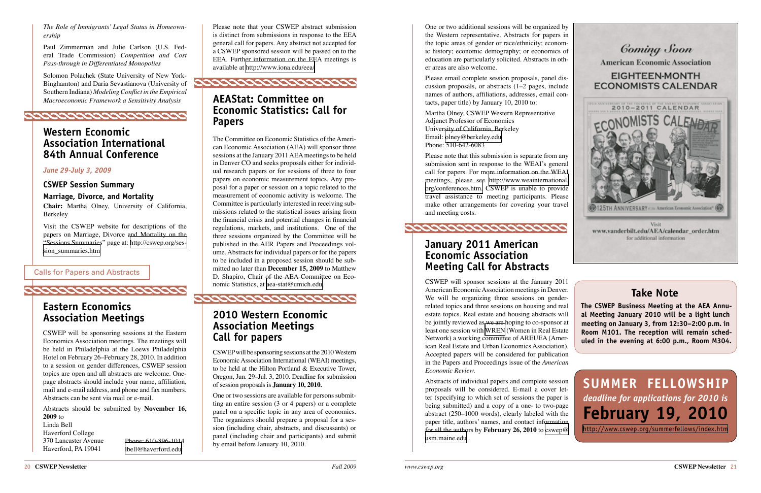*The Role of Immigrants' Legal Status in Homeownership*

Paul Zimmerman and Julie Carlson (U.S. Federal Trade Commission) *Competition and Cost Pass-through in Differentiated Monopolies*

Solomon Polachek (State University of New York-Binghamton) and Daria Sevastianova (University of Southern Indiana) *Modeling Conflict in the Empirical Macroeconomic Framework a Sensitivity Analysis*

## Western Economic Association International 84th Annual Conference

*June 29-July 3, 2009*

### CSWEP Session Summary

### Marriage, Divorce, and Mortality

**Chair:** Martha Olney, University of California, Berkeley

Visit the CSWEP website for descriptions of the papers on Marriage, Divorce and Mortality on the "Sessions Summaries" page at: http://cswep.org/session_summaries.htm

Calls for Papers and Abstracts

## Eastern Economics Association Meetings

CSWEP will be sponsoring sessions at the Eastern Economics Association meetings. The meetings will be held in Philadelphia at the Loews Philadelphia Hotel on February 26–February 28, 2010. In addition to a session on gender differences, CSWEP session topics are open and all abstracts are welcome. One-page abstracts should include your name, affiliation, mail and e-mail address, and phone and fax numbers. Abstracts can be sent via mail or e-mail.

Abstracts should be submitted by **November 16, 2009** to

Linda Bell
Haverford College
370 Lancaster Avenue
Haverford, PA 19041
Phone: 610-896-1014
lbell@haverford.edu

Please note that your CSWEP abstract submission is distinct from submissions in response to the EEA general call for papers. Any abstract not accepted for a CSWEP sponsored session will be passed on to the EEA. Further information on the EEA meetings is available at http://www.iona.edu/eea/

## AEAStat: Committee on Economic Statistics: Call for Papers

The Committee on Economic Statistics of the American Economic Association (AEA) will sponsor three sessions at the January 2011 AEA meetings to be held in Denver CO and seeks proposals either for individual research papers or for sessions of three to four papers on economic measurement topics. Any proposal for a paper or session on a topic related to the measurement of economic activity is welcome. The Committee is particularly interested in receiving submissions related to the statistical issues arising from the financial crisis and potential changes in financial regulations, markets, and institutions. One of the three sessions organized by the Committee will be published in the AER Papers and Proceedings volume. Abstracts for individual papers or for the papers to be included in a proposed session should be submitted no later than **December 15, 2009** to Matthew D. Shapiro, Chair of the AEA Committee on Economic Statistics, at aea-stat@umich.edu.

## 2010 Western Economic Association Meetings Call for papers

CSWEP will be sponsoring sessions at the 2010 Western Economic Association International (WEAI) meetings, to be held at the Hilton Portland & Executive Tower, Oregon, Jun. 29–Jul. 3, 2010. Deadline for submission of session proposals is **January 10, 2010.**

One or two sessions are available for persons submitting an entire session (3 or 4 papers) or a complete panel on a specific topic in any area of economics. The organizers should prepare a proposal for a session (including chair, abstracts, and discussants) or panel (including chair and participants) and submit by email before January 10, 2010.

One or two additional sessions will be organized by the Western representative. Abstracts for papers in the topic areas of gender or race/ethnicity; economic history; economic demography; or economics of education are particularly solicited. Abstracts in other areas are also welcome.

Please email complete session proposals, panel discussion proposals, or abstracts (1–2 pages, include names of authors, affiliations, addresses, email contacts, paper title) by January 10, 2010 to:

Martha Olney, CSWEP Western Representative
Adjunct Professor of Economics
University of California, Berkeley
Email: olney@berkeley.edu
Phone: 510-642-6083

Please note that this submission is separate from any submission sent in response to the WEAI's general call for papers. For more information on the WEAI meetings, please see http://www.weainternational.org/conferences.htm. CSWEP is unable to provide travel assistance to meeting participants. Please make other arrangements for covering your travel and meeting costs.

## January 2011 American Economic Association Meeting Call for Abstracts

CSWEP will sponsor sessions at the January 2011 American Economic Association meetings in Denver. We will be organizing three sessions on gender-related topics and three sessions on housing and real estate topics. Real estate and housing abstracts will be jointly reviewed as we are hoping to co-sponsor at least one session with WREN (Women in Real Estate Network) a working committee of AREUEA (American Real Estate and Urban Economics Association). Accepted papers will be considered for publication in the Papers and Proceedings issue of the *American Economic Review*.

Abstracts of individual papers and complete session proposals will be considered. E-mail a cover letter (specifying to which set of sessions the paper is being submitted) and a copy of a one- to two-page abstract (250–1000 words), clearly labeled with the paper title, authors' names, and contact information for all the authors by **February 26, 2010** to cswep@usm.maine.edu .

Coming Soon

American Economic Association

EIGHTEEN-MONTH ECONOMISTS CALENDAR

Visit www.vanderbilt.edu/AEA/calendar_order.htm for additional information

## Take Note

**The CSWEP Business Meeting at the AEA Annual Meeting January 2010 will be a light lunch meeting on January 3, from 12:30–2:00 p.m. in Room M101. The reception will remain scheduled in the evening at 6:00 p.m., Room M304.**

## SUMMER FELLOWSHIP

***deadline for applications for 2010 is***

## February 19, 2010

http://www.cswep.org/summerfellows/index.htm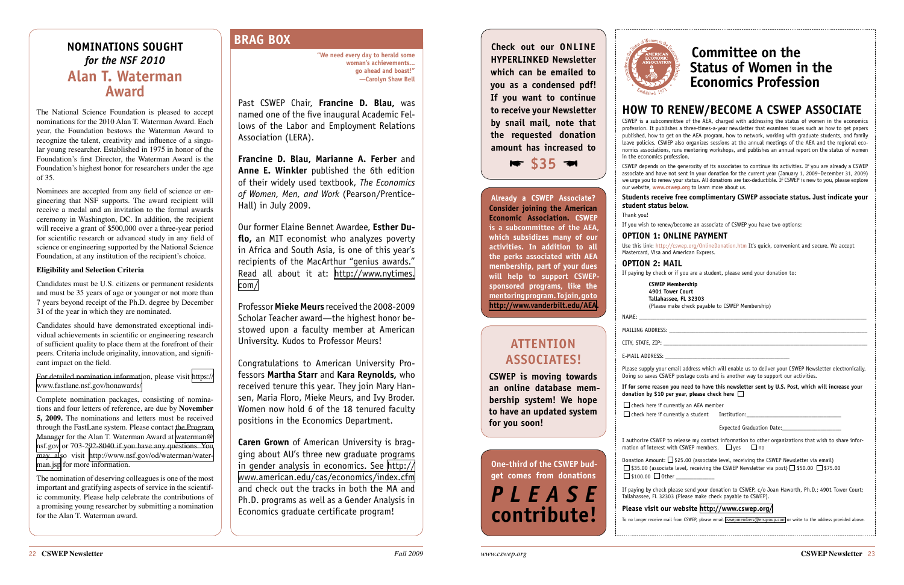## NOMINATIONS SOUGHT

*for the NSF 2010*

## Alan T. Waterman Award

The National Science Foundation is pleased to accept nominations for the 2010 Alan T. Waterman Award. Each year, the Foundation bestows the Waterman Award to recognize the talent, creativity and influence of a singular young researcher. Established in 1975 in honor of the Foundation's first Director, the Waterman Award is the Foundation's highest honor for researchers under the age of 35.

Nominees are accepted from any field of science or engineering that NSF supports. The award recipient will receive a medal and an invitation to the formal awards ceremony in Washington, DC. In addition, the recipient will receive a grant of $500,000 over a three-year period for scientific research or advanced study in any field of science or engineering supported by the National Science Foundation, at any institution of the recipient's choice.

### Eligibility and Selection Criteria

Candidates must be U.S. citizens or permanent residents and must be 35 years of age or younger or not more than 7 years beyond receipt of the Ph.D. degree by December 31 of the year in which they are nominated.

Candidates should have demonstrated exceptional individual achievements in scientific or engineering research of sufficient quality to place them at the forefront of their peers. Criteria include originality, innovation, and significant impact on the field.

For detailed nomination information, please visit https://www.fastlane.nsf.gov/honawards/

Complete nomination packages, consisting of nominations and four letters of reference, are due by **November 5, 2009.** The nominations and letters must be received through the FastLane system. Please contact the Program Manager for the Alan T. Waterman Award at waterman@nsf.gov or 703-292-8040 if you have any questions. You may also visit http://www.nsf.gov/od/waterman/waterman.jsp for more information.

The nomination of deserving colleagues is one of the most important and gratifying aspects of service in the scientific community. Please help celebrate the contributions of a promising young researcher by submitting a nomination for the Alan T. Waterman award.

## BRAG BOX

**"We need every day to herald some woman's achievements... go ahead and boast!" —Carolyn Shaw Bell**

Past CSWEP Chair, **Francine D. Blau,** was named one of the five inaugural Academic Fellows of the Labor and Employment Relations Association (LERA).

**Francine D. Blau, Marianne A. Ferber** and **Anne E. Winkler** published the 6th edition of their widely used textbook, *The Economics of Women, Men, and Work* (Pearson/Prentice-Hall) in July 2009.

Our former Elaine Bennet Awardee, **Esther Duflo,** an MIT economist who analyzes poverty in Africa and South Asia, is one of this year's recipients of the MacArthur "genius awards." Read all about it at: http://www.nytimes.com/

Professor **Mieke Meurs** received the 2008-2009 Scholar Teacher award—the highest honor bestowed upon a faculty member at American University. Kudos to Professor Meurs!

Congratulations to American University Professors **Martha Starr** and **Kara Reynolds,** who received tenure this year. They join Mary Hansen, Maria Floro, Mieke Meurs, and Ivy Broder. Women now hold 6 of the 18 tenured faculty positions in the Economics Department.

**Caren Grown** of American University is bragging about AU's three new graduate programs in gender analysis in economics. See http://www.american.edu/cas/economics/index.cfm and check out the tracks in both the MA and Ph.D. programs as well as a Gender Analysis in Economics graduate certificate program!

**Check out our ONLINE HYPERLINKED Newsletter which can be emailed to you as a condensed pdf! If you want to continue to receive your Newsletter by snail mail, note that the requested donation amount has increased to**

**☛ $35 ☚**

**Already a CSWEP Associate? Consider joining the American Economic Association. CSWEP is a subcommittee of the AEA, which subsidizes many of our activities. In addition to all the perks associated with AEA membership, part of your dues will help to support CSWEP-sponsored programs, like the mentoring program. To join, go to http://www.vanderbilt.edu/AEA.**

## ATTENTION ASSOCIATES!

**CSWEP is moving towards an online database membership system! We hope to have an updated system for you soon!**

**One-third of the CSWEP budget comes from donations**

***PLEASE* contribute!**

# Committee on the Status of Women in the Economics Profession

## HOW TO RENEW/BECOME A CSWEP ASSOCIATE

CSWEP is a subcommittee of the AEA, charged with addressing the status of women in the economics profession. It publishes a three-times-a-year newsletter that examines issues such as how to get papers published, how to get on the AEA program, how to network, working with graduate students, and family leave policies. CSWEP also organizes sessions at the annual meetings of the AEA and the regional economics associations, runs mentoring workshops, and publishes an annual report on the status of women in the economics profession.

CSWEP depends on the generosity of its associates to continue its activities. If you are already a CSWEP associate and have not sent in your donation for the current year (January 1, 2009–December 31, 2009) we urge you to renew your status. All donations are tax-deductible. If CSWEP is new to you, please explore our website, www.cswep.org to learn more about us.

**Students receive free complimentary CSWEP associate status. Just indicate your student status below.**

Thank you!

If you wish to renew/become an associate of CSWEP you have two options:

### OPTION 1: ONLINE PAYMENT

Use this link: http://cswep.org/OnlineDonation.htm It's quick, convenient and secure. We accept Mastercard, Visa and American Express.

### OPTION 2: MAIL

If paying by check or if you are a student, please send your donation to:

**CSWEP Membership**
**4901 Tower Court**
**Tallahassee, FL 32303**
(Please make check payable to CSWEP Membership)

NAME: ____________________

MAILING ADDRESS: ____________________

CITY, STATE, ZIP: ____________________

E-MAIL ADDRESS: ____________________

Please supply your email address which will enable us to deliver your CSWEP Newsletter electronically. Doing so saves CSWEP postage costs and is another way to support our activities.

**If for some reason you need to have this newsletter sent by U.S. Post, which will increase your donation by $10 per year, please check here** ☐

☐ check here if currently an AEA member

☐ check here if currently a student Institution: ____________________

Expected Graduation Date: ____________________

I authorize CSWEP to release my contact information to other organizations that wish to share information of interest with CSWEP members. ☐ yes ☐ no

Donation Amount: ☐ $25.00 (associate level, receiving the CSWEP Newsletter via email)
☐ $35.00 (associate level, receiving the CSWEP Newsletter via post) ☐ $50.00 ☐ $75.00
☐ $100.00 ☐ Other ________

If paying by check please send your donation to CSWEP, c/o Joan Haworth, Ph.D.; 4901 Tower Court; Tallahassee, FL 32303 (Please make check payable to CSWEP).

**Please visit our website http://www.cswep.org/**

To no longer receive mail from CSWEP, please email cswepmembers@ersgroup.com or write to the address provided above.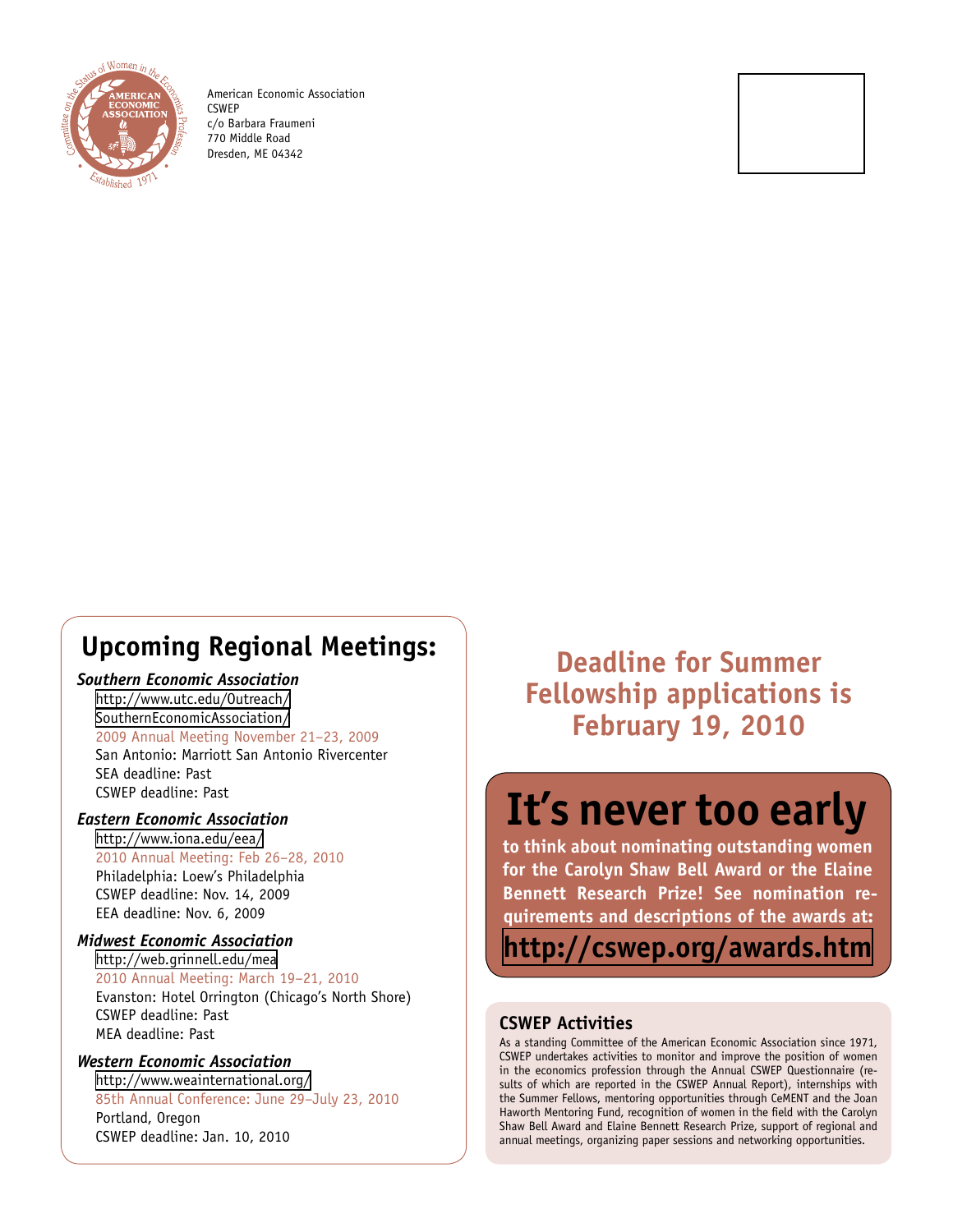American Economic Association
CSWEP
c/o Barbara Fraumeni
770 Middle Road
Dresden, ME 04342

## Upcoming Regional Meetings:

***Southern Economic Association***

http://www.utc.edu/Outreach/SouthernEconomicAssociation/

2009 Annual Meeting November 21–23, 2009
San Antonio: Marriott San Antonio Rivercenter
SEA deadline: Past
CSWEP deadline: Past

***Eastern Economic Association***

http://www.iona.edu/eea/

2010 Annual Meeting: Feb 26–28, 2010
Philadelphia: Loew's Philadelphia
CSWEP deadline: Nov. 14, 2009
EEA deadline: Nov. 6, 2009

***Midwest Economic Association***

http://web.grinnell.edu/mea

2010 Annual Meeting: March 19–21, 2010
Evanston: Hotel Orrington (Chicago's North Shore)
CSWEP deadline: Past
MEA deadline: Past

***Western Economic Association***

http://www.weainternational.org/

85th Annual Conference: June 29–July 23, 2010
Portland, Oregon
CSWEP deadline: Jan. 10, 2010

## Deadline for Summer Fellowship applications is February 19, 2010

## It's never too early

**to think about nominating outstanding women for the Carolyn Shaw Bell Award or the Elaine Bennett Research Prize! See nomination requirements and descriptions of the awards at:**

**http://cswep.org/awards.htm**

### CSWEP Activities

As a standing Committee of the American Economic Association since 1971, CSWEP undertakes activities to monitor and improve the position of women in the economics profession through the Annual CSWEP Questionnaire (results of which are reported in the CSWEP Annual Report), internships with the Summer Fellows, mentoring opportunities through CeMENT and the Joan Haworth Mentoring Fund, recognition of women in the field with the Carolyn Shaw Bell Award and Elaine Bennett Research Prize, support of regional and annual meetings, organizing paper sessions and networking opportunities.